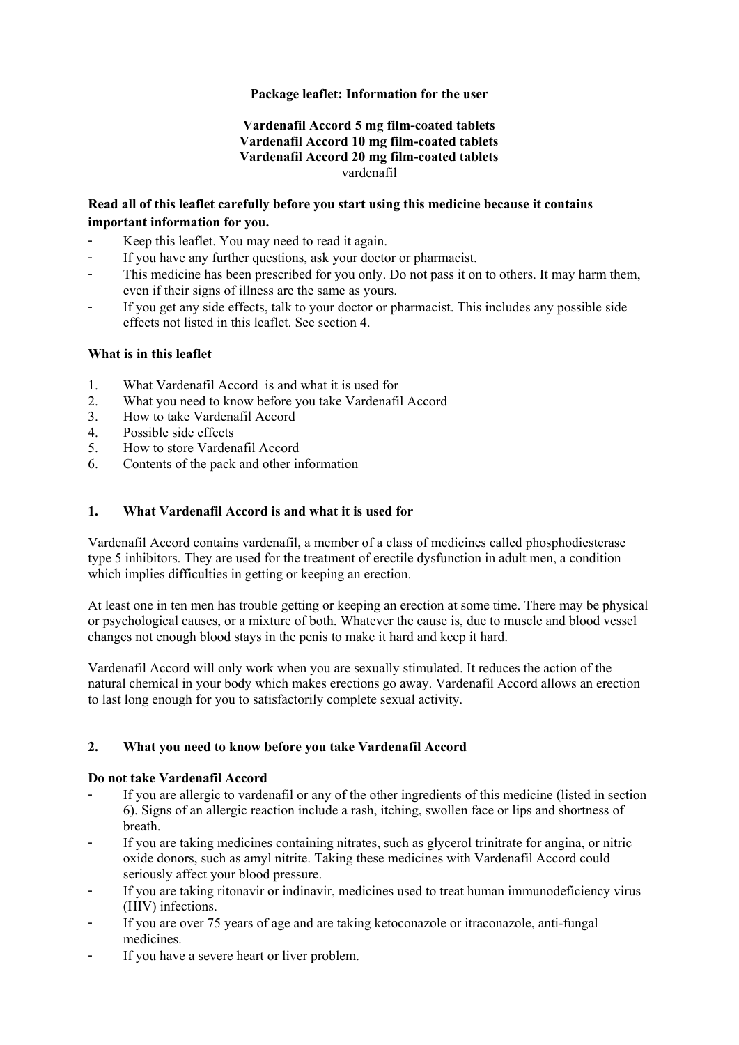**Package leaflet: Information for the user**

**Vardenafil Accord 5 mg film-coated tablets**
**Vardenafil Accord 10 mg film-coated tablets**
**Vardenafil Accord 20 mg film-coated tablets**
vardenafil

**Read all of this leaflet carefully before you start using this medicine because it contains important information for you.**

- Keep this leaflet. You may need to read it again.
- If you have any further questions, ask your doctor or pharmacist.
- This medicine has been prescribed for you only. Do not pass it on to others. It may harm them, even if their signs of illness are the same as yours.
- If you get any side effects, talk to your doctor or pharmacist. This includes any possible side effects not listed in this leaflet. See section 4.

**What is in this leaflet**

1. What Vardenafil Accord is and what it is used for
2. What you need to know before you take Vardenafil Accord
3. How to take Vardenafil Accord
4. Possible side effects
5. How to store Vardenafil Accord
6. Contents of the pack and other information

## 1. What Vardenafil Accord is and what it is used for

Vardenafil Accord contains vardenafil, a member of a class of medicines called phosphodiesterase type 5 inhibitors. They are used for the treatment of erectile dysfunction in adult men, a condition which implies difficulties in getting or keeping an erection.

At least one in ten men has trouble getting or keeping an erection at some time. There may be physical or psychological causes, or a mixture of both. Whatever the cause is, due to muscle and blood vessel changes not enough blood stays in the penis to make it hard and keep it hard.

Vardenafil Accord will only work when you are sexually stimulated. It reduces the action of the natural chemical in your body which makes erections go away. Vardenafil Accord allows an erection to last long enough for you to satisfactorily complete sexual activity.

## 2. What you need to know before you take Vardenafil Accord

**Do not take Vardenafil Accord**

- If you are allergic to vardenafil or any of the other ingredients of this medicine (listed in section 6). Signs of an allergic reaction include a rash, itching, swollen face or lips and shortness of breath.
- If you are taking medicines containing nitrates, such as glycerol trinitrate for angina, or nitric oxide donors, such as amyl nitrite. Taking these medicines with Vardenafil Accord could seriously affect your blood pressure.
- If you are taking ritonavir or indinavir, medicines used to treat human immunodeficiency virus (HIV) infections.
- If you are over 75 years of age and are taking ketoconazole or itraconazole, anti-fungal medicines.
- If you have a severe heart or liver problem.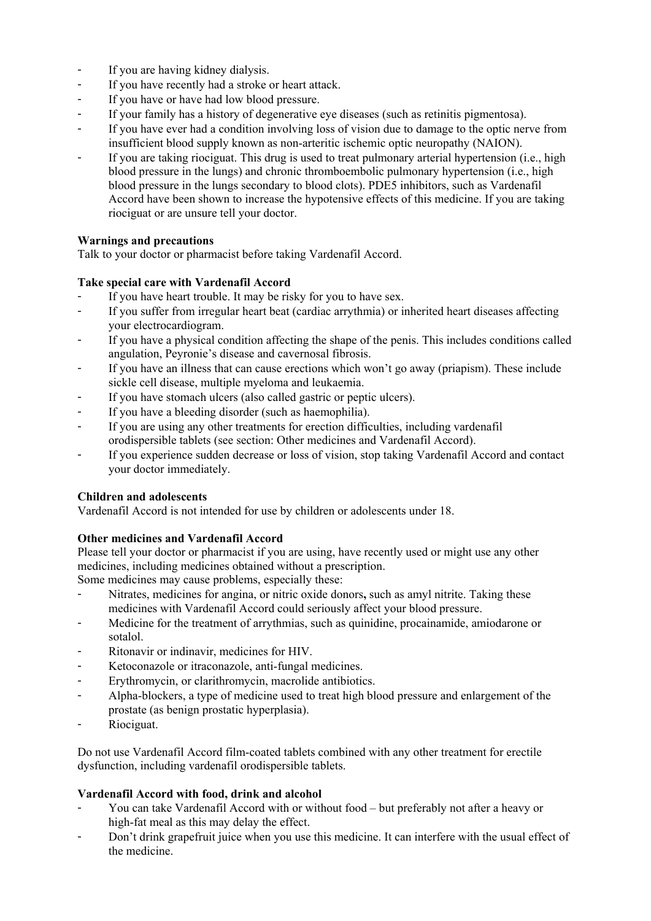- If you are having kidney dialysis.
- If you have recently had a stroke or heart attack.
- If you have or have had low blood pressure.
- If your family has a history of degenerative eye diseases (such as retinitis pigmentosa).
- If you have ever had a condition involving loss of vision due to damage to the optic nerve from insufficient blood supply known as non-arteritic ischemic optic neuropathy (NAION).
- If you are taking riociguat. This drug is used to treat pulmonary arterial hypertension (i.e., high blood pressure in the lungs) and chronic thromboembolic pulmonary hypertension (i.e., high blood pressure in the lungs secondary to blood clots). PDE5 inhibitors, such as Vardenafil Accord have been shown to increase the hypotensive effects of this medicine. If you are taking riociguat or are unsure tell your doctor.

**Warnings and precautions**

Talk to your doctor or pharmacist before taking Vardenafil Accord.

**Take special care with Vardenafil Accord**

- If you have heart trouble. It may be risky for you to have sex.
- If you suffer from irregular heart beat (cardiac arrythmia) or inherited heart diseases affecting your electrocardiogram.
- If you have a physical condition affecting the shape of the penis. This includes conditions called angulation, Peyronie's disease and cavernosal fibrosis.
- If you have an illness that can cause erections which won't go away (priapism). These include sickle cell disease, multiple myeloma and leukaemia.
- If you have stomach ulcers (also called gastric or peptic ulcers).
- If you have a bleeding disorder (such as haemophilia).
- If you are using any other treatments for erection difficulties, including vardenafil orodispersible tablets (see section: Other medicines and Vardenafil Accord).
- If you experience sudden decrease or loss of vision, stop taking Vardenafil Accord and contact your doctor immediately.

**Children and adolescents**

Vardenafil Accord is not intended for use by children or adolescents under 18.

**Other medicines and Vardenafil Accord**

Please tell your doctor or pharmacist if you are using, have recently used or might use any other medicines, including medicines obtained without a prescription.
Some medicines may cause problems, especially these:

- Nitrates, medicines for angina, or nitric oxide donors**,** such as amyl nitrite. Taking these medicines with Vardenafil Accord could seriously affect your blood pressure.
- Medicine for the treatment of arrythmias, such as quinidine, procainamide, amiodarone or sotalol.
- Ritonavir or indinavir, medicines for HIV.
- Ketoconazole or itraconazole, anti-fungal medicines.
- Erythromycin, or clarithromycin, macrolide antibiotics.
- Alpha-blockers, a type of medicine used to treat high blood pressure and enlargement of the prostate (as benign prostatic hyperplasia).
- Riociguat.

Do not use Vardenafil Accord film-coated tablets combined with any other treatment for erectile dysfunction, including vardenafil orodispersible tablets.

**Vardenafil Accord with food, drink and alcohol**

- You can take Vardenafil Accord with or without food – but preferably not after a heavy or high-fat meal as this may delay the effect.
- Don't drink grapefruit juice when you use this medicine. It can interfere with the usual effect of the medicine.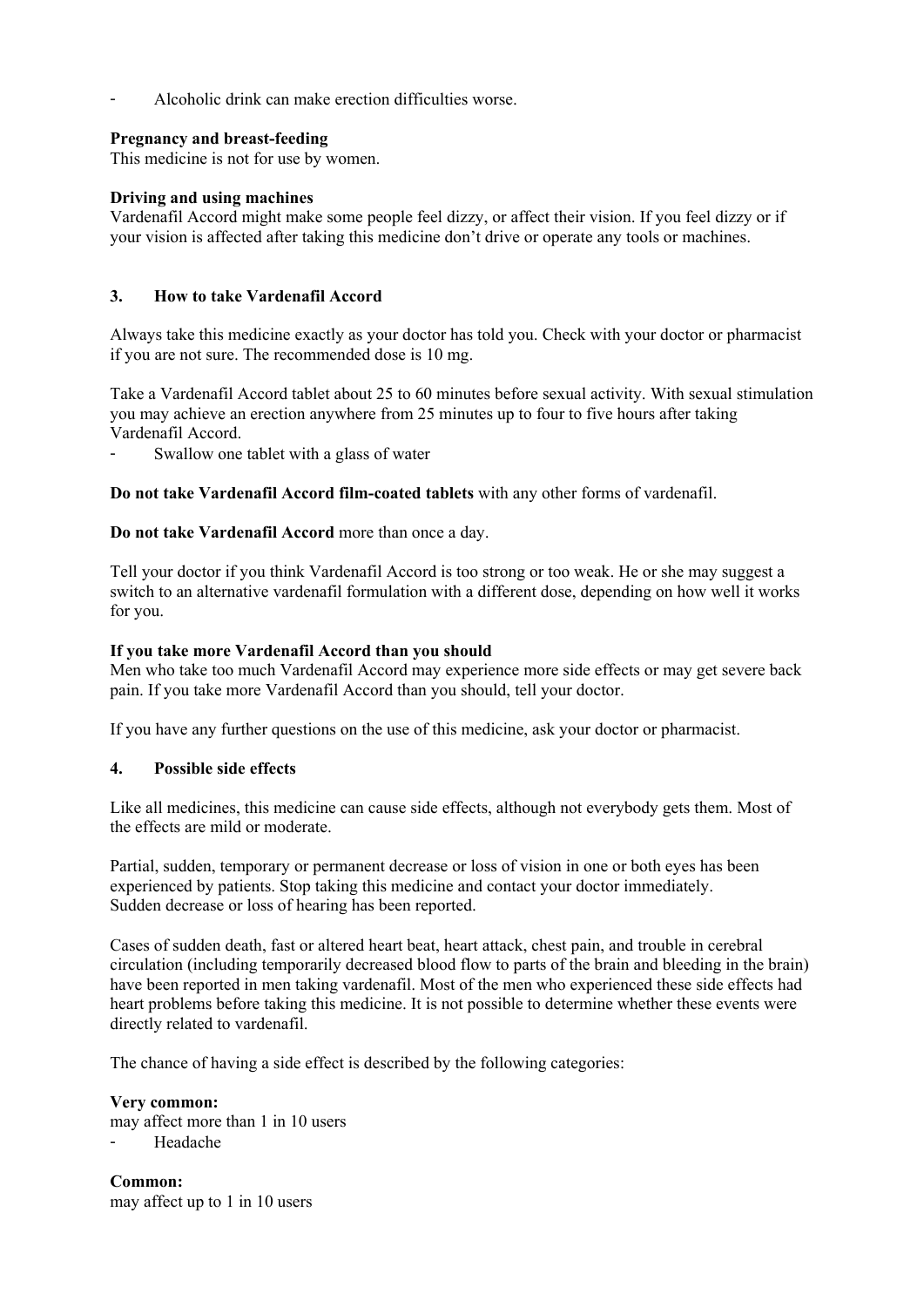- Alcoholic drink can make erection difficulties worse.

**Pregnancy and breast-feeding**
This medicine is not for use by women.

**Driving and using machines**
Vardenafil Accord might make some people feel dizzy, or affect their vision. If you feel dizzy or if your vision is affected after taking this medicine don't drive or operate any tools or machines.

## 3. How to take Vardenafil Accord

Always take this medicine exactly as your doctor has told you. Check with your doctor or pharmacist if you are not sure. The recommended dose is 10 mg.

Take a Vardenafil Accord tablet about 25 to 60 minutes before sexual activity. With sexual stimulation you may achieve an erection anywhere from 25 minutes up to four to five hours after taking Vardenafil Accord.

- Swallow one tablet with a glass of water

**Do not take Vardenafil Accord film-coated tablets** with any other forms of vardenafil.

**Do not take Vardenafil Accord** more than once a day.

Tell your doctor if you think Vardenafil Accord is too strong or too weak. He or she may suggest a switch to an alternative vardenafil formulation with a different dose, depending on how well it works for you.

**If you take more Vardenafil Accord than you should**
Men who take too much Vardenafil Accord may experience more side effects or may get severe back pain. If you take more Vardenafil Accord than you should, tell your doctor.

If you have any further questions on the use of this medicine, ask your doctor or pharmacist.

## 4. Possible side effects

Like all medicines, this medicine can cause side effects, although not everybody gets them. Most of the effects are mild or moderate.

Partial, sudden, temporary or permanent decrease or loss of vision in one or both eyes has been experienced by patients. Stop taking this medicine and contact your doctor immediately.
Sudden decrease or loss of hearing has been reported.

Cases of sudden death, fast or altered heart beat, heart attack, chest pain, and trouble in cerebral circulation (including temporarily decreased blood flow to parts of the brain and bleeding in the brain) have been reported in men taking vardenafil. Most of the men who experienced these side effects had heart problems before taking this medicine. It is not possible to determine whether these events were directly related to vardenafil.

The chance of having a side effect is described by the following categories:

**Very common:**
may affect more than 1 in 10 users
- Headache

**Common:**
may affect up to 1 in 10 users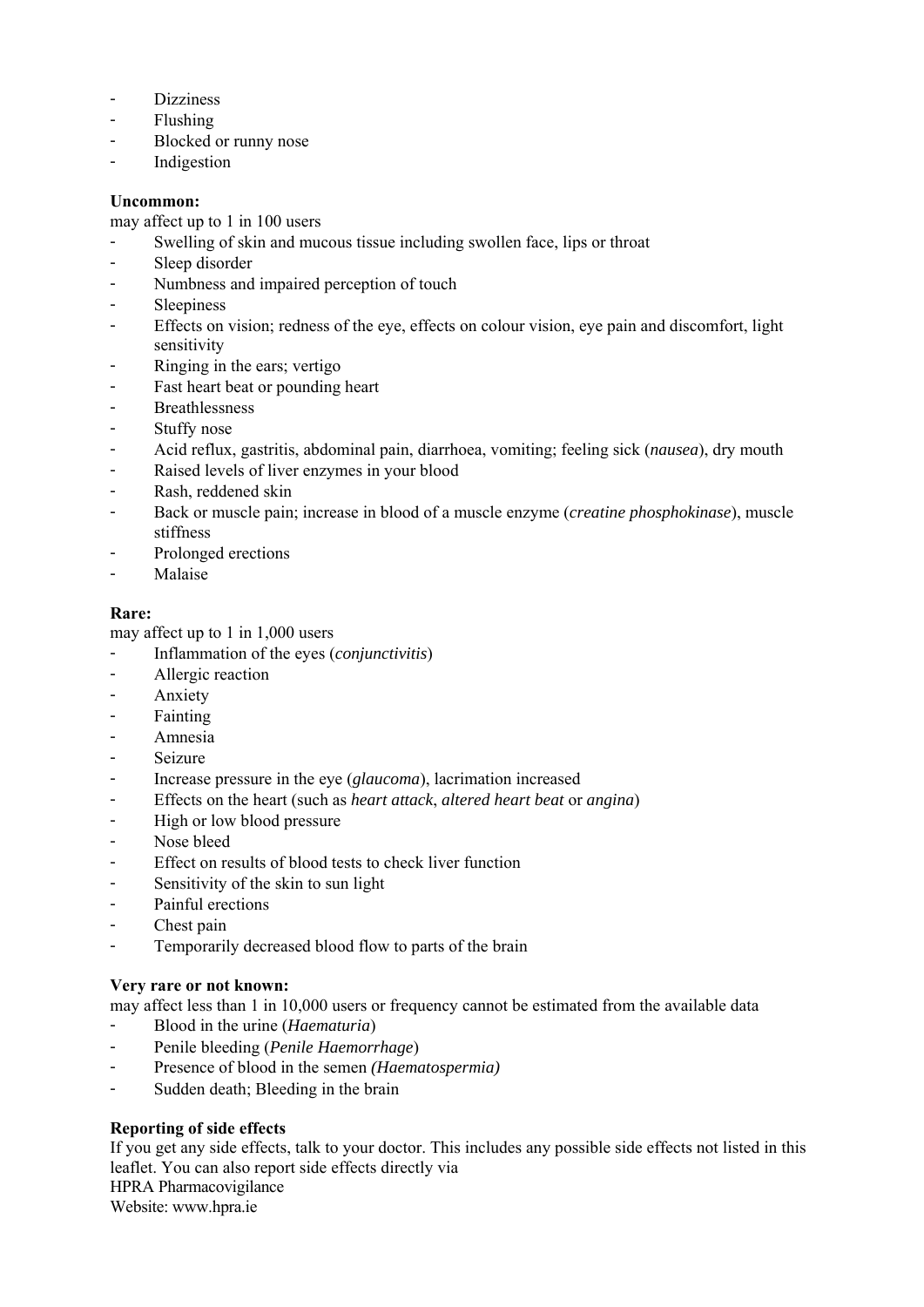- Dizziness
- Flushing
- Blocked or runny nose
- Indigestion

**Uncommon:**
may affect up to 1 in 100 users

- Swelling of skin and mucous tissue including swollen face, lips or throat
- Sleep disorder
- Numbness and impaired perception of touch
- Sleepiness
- Effects on vision; redness of the eye, effects on colour vision, eye pain and discomfort, light sensitivity
- Ringing in the ears; vertigo
- Fast heart beat or pounding heart
- Breathlessness
- Stuffy nose
- Acid reflux, gastritis, abdominal pain, diarrhoea, vomiting; feeling sick (*nausea*), dry mouth
- Raised levels of liver enzymes in your blood
- Rash, reddened skin
- Back or muscle pain; increase in blood of a muscle enzyme (*creatine phosphokinase*), muscle stiffness
- Prolonged erections
- Malaise

**Rare:**
may affect up to 1 in 1,000 users

- Inflammation of the eyes (*conjunctivitis*)
- Allergic reaction
- Anxiety
- Fainting
- Amnesia
- Seizure
- Increase pressure in the eye (*glaucoma*), lacrimation increased
- Effects on the heart (such as *heart attack*, *altered heart beat* or *angina*)
- High or low blood pressure
- Nose bleed
- Effect on results of blood tests to check liver function
- Sensitivity of the skin to sun light
- Painful erections
- Chest pain
- Temporarily decreased blood flow to parts of the brain

**Very rare or not known:**
may affect less than 1 in 10,000 users or frequency cannot be estimated from the available data

- Blood in the urine (*Haematuria*)
- Penile bleeding (*Penile Haemorrhage*)
- Presence of blood in the semen *(Haematospermia)*
- Sudden death; Bleeding in the brain

**Reporting of side effects**
If you get any side effects, talk to your doctor. This includes any possible side effects not listed in this leaflet. You can also report side effects directly via
HPRA Pharmacovigilance
Website: www.hpra.ie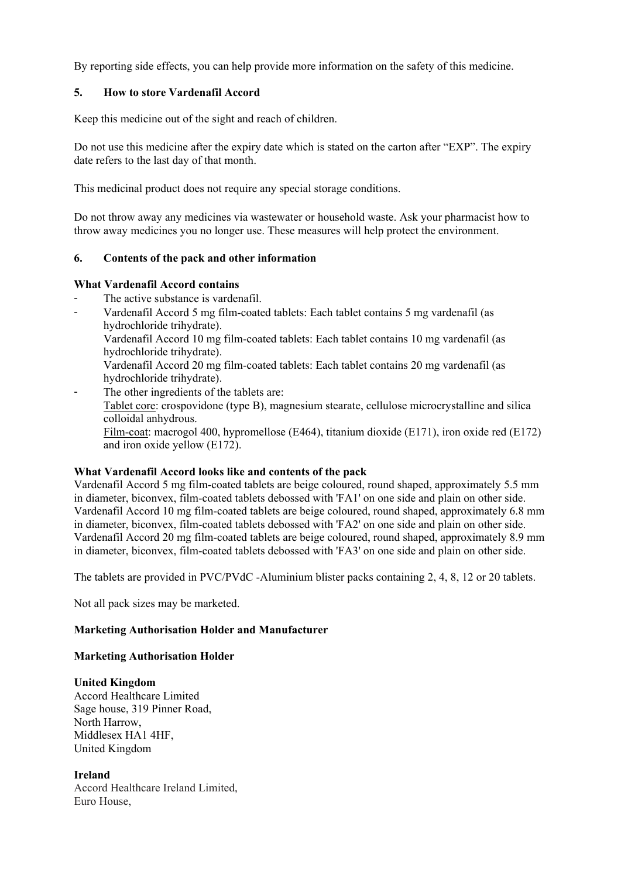By reporting side effects, you can help provide more information on the safety of this medicine.

## 5. How to store Vardenafil Accord

Keep this medicine out of the sight and reach of children.

Do not use this medicine after the expiry date which is stated on the carton after "EXP". The expiry date refers to the last day of that month.

This medicinal product does not require any special storage conditions.

Do not throw away any medicines via wastewater or household waste. Ask your pharmacist how to throw away medicines you no longer use. These measures will help protect the environment.

## 6. Contents of the pack and other information

**What Vardenafil Accord contains**

- The active substance is vardenafil.
- Vardenafil Accord 5 mg film-coated tablets: Each tablet contains 5 mg vardenafil (as hydrochloride trihydrate).
  Vardenafil Accord 10 mg film-coated tablets: Each tablet contains 10 mg vardenafil (as hydrochloride trihydrate).
  Vardenafil Accord 20 mg film-coated tablets: Each tablet contains 20 mg vardenafil (as hydrochloride trihydrate).
- The other ingredients of the tablets are:
  Tablet core: crospovidone (type B), magnesium stearate, cellulose microcrystalline and silica colloidal anhydrous.
  Film-coat: macrogol 400, hypromellose (E464), titanium dioxide (E171), iron oxide red (E172) and iron oxide yellow (E172).

**What Vardenafil Accord looks like and contents of the pack**

Vardenafil Accord 5 mg film-coated tablets are beige coloured, round shaped, approximately 5.5 mm in diameter, biconvex, film-coated tablets debossed with 'FA1' on one side and plain on other side.
Vardenafil Accord 10 mg film-coated tablets are beige coloured, round shaped, approximately 6.8 mm in diameter, biconvex, film-coated tablets debossed with 'FA2' on one side and plain on other side.
Vardenafil Accord 20 mg film-coated tablets are beige coloured, round shaped, approximately 8.9 mm in diameter, biconvex, film-coated tablets debossed with 'FA3' on one side and plain on other side.

The tablets are provided in PVC/PVdC -Aluminium blister packs containing 2, 4, 8, 12 or 20 tablets.

Not all pack sizes may be marketed.

**Marketing Authorisation Holder and Manufacturer**

**Marketing Authorisation Holder**

**United Kingdom**
Accord Healthcare Limited
Sage house, 319 Pinner Road,
North Harrow,
Middlesex HA1 4HF,
United Kingdom

**Ireland**
Accord Healthcare Ireland Limited,
Euro House,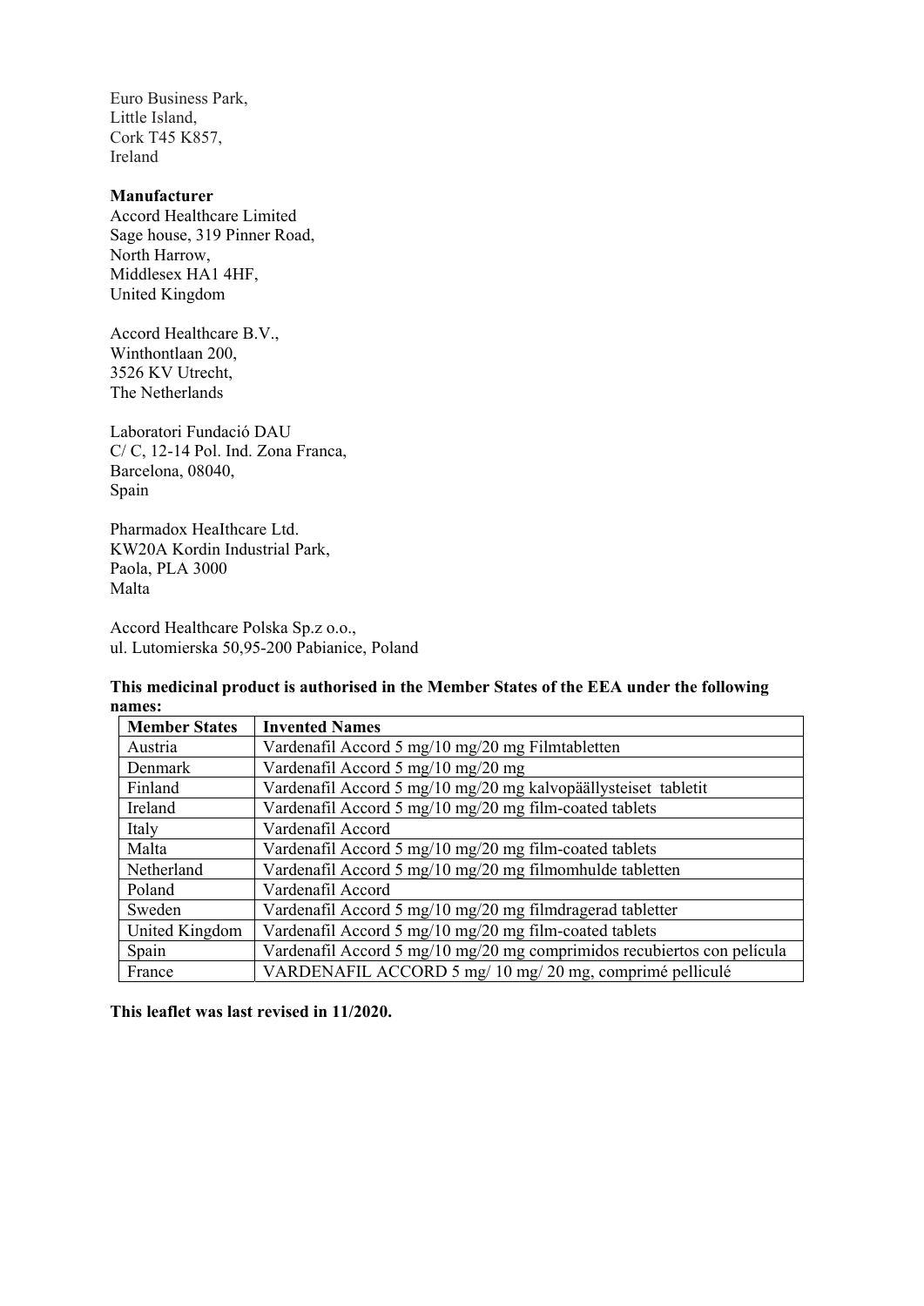Euro Business Park,
Little Island,
Cork T45 K857,
Ireland

**Manufacturer**
Accord Healthcare Limited
Sage house, 319 Pinner Road,
North Harrow,
Middlesex HA1 4HF,
United Kingdom

Accord Healthcare B.V.,
Winthontlaan 200,
3526 KV Utrecht,
The Netherlands

Laboratori Fundació DAU
C/ C, 12-14 Pol. Ind. Zona Franca,
Barcelona, 08040,
Spain

Pharmadox Healthcare Ltd.
KW20A Kordin Industrial Park,
Paola, PLA 3000
Malta

Accord Healthcare Polska Sp.z o.o.,
ul. Lutomierska 50,95-200 Pabianice, Poland

**This medicinal product is authorised in the Member States of the EEA under the following names:**

| Member States | Invented Names |
|---|---|
| Austria | Vardenafil Accord 5 mg/10 mg/20 mg Filmtabletten |
| Denmark | Vardenafil Accord 5 mg/10 mg/20 mg |
| Finland | Vardenafil Accord 5 mg/10 mg/20 mg kalvopäällysteiset tabletit |
| Ireland | Vardenafil Accord 5 mg/10 mg/20 mg film-coated tablets |
| Italy | Vardenafil Accord |
| Malta | Vardenafil Accord 5 mg/10 mg/20 mg film-coated tablets |
| Netherland | Vardenafil Accord 5 mg/10 mg/20 mg filmomhulde tabletten |
| Poland | Vardenafil Accord |
| Sweden | Vardenafil Accord 5 mg/10 mg/20 mg filmdragerad tabletter |
| United Kingdom | Vardenafil Accord 5 mg/10 mg/20 mg film-coated tablets |
| Spain | Vardenafil Accord 5 mg/10 mg/20 mg comprimidos recubiertos con película |
| France | VARDENAFIL ACCORD 5 mg/ 10 mg/ 20 mg, comprimé pelliculé |

**This leaflet was last revised in 11/2020.**